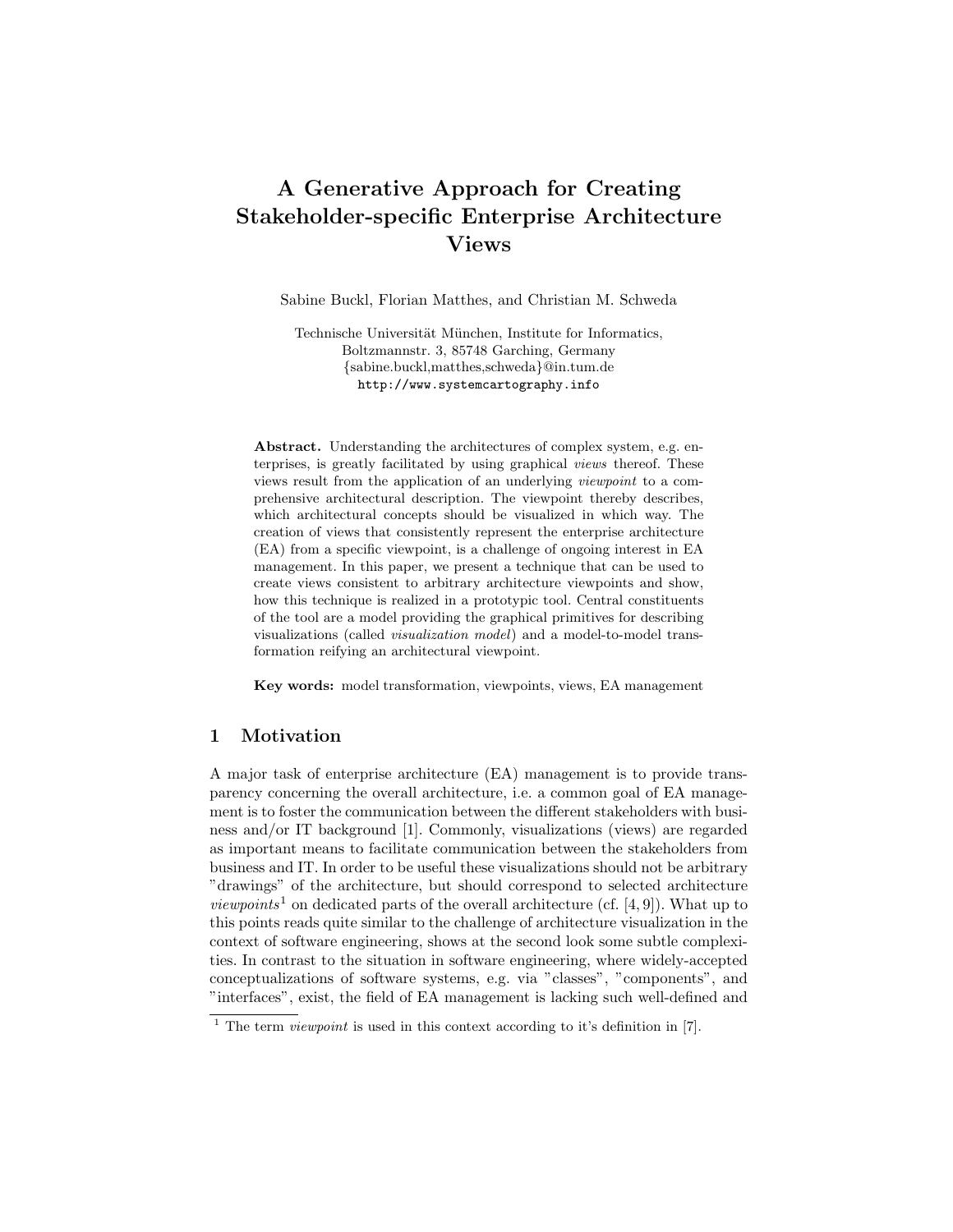# A Generative Approach for Creating Stakeholder-specific Enterprise Architecture Views

Sabine Buckl, Florian Matthes, and Christian M. Schweda

Technische Universität München, Institute for Informatics,
Boltzmannstr. 3, 85748 Garching, Germany
{sabine.buckl,matthes,schweda}@in.tum.de
http://www.systemcartography.info

**Abstract.** Understanding the architectures of complex system, e.g. enterprises, is greatly facilitated by using graphical *views* thereof. These views result from the application of an underlying *viewpoint* to a comprehensive architectural description. The viewpoint thereby describes, which architectural concepts should be visualized in which way. The creation of views that consistently represent the enterprise architecture (EA) from a specific viewpoint, is a challenge of ongoing interest in EA management. In this paper, we present a technique that can be used to create views consistent to arbitrary architecture viewpoints and show, how this technique is realized in a prototypic tool. Central constituents of the tool are a model providing the graphical primitives for describing visualizations (called *visualization model*) and a model-to-model transformation reifying an architectural viewpoint.

**Key words:** model transformation, viewpoints, views, EA management

## 1 Motivation

A major task of enterprise architecture (EA) management is to provide transparency concerning the overall architecture, i.e. a common goal of EA management is to foster the communication between the different stakeholders with business and/or IT background [1]. Commonly, visualizations (views) are regarded as important means to facilitate communication between the stakeholders from business and IT. In order to be useful these visualizations should not be arbitrary "drawings" of the architecture, but should correspond to selected architecture *viewpoints*[1] on dedicated parts of the overall architecture (cf. [4, 9]). What up to this points reads quite similar to the challenge of architecture visualization in the context of software engineering, shows at the second look some subtle complexities. In contrast to the situation in software engineering, where widely-accepted conceptualizations of software systems, e.g. via "classes", "components", and "interfaces", exist, the field of EA management is lacking such well-defined and

[1] The term *viewpoint* is used in this context according to it's definition in [7].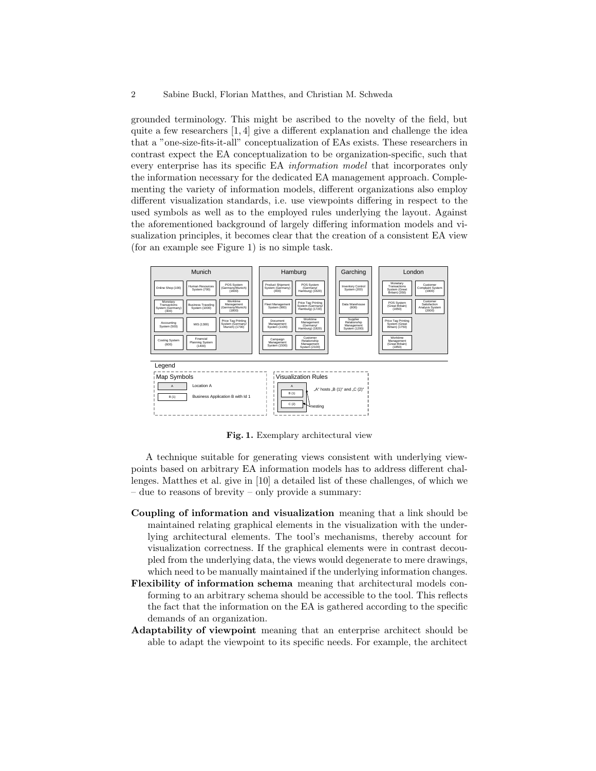grounded terminology. This might be ascribed to the novelty of the field, but quite a few researchers [1, 4] give a different explanation and challenge the idea that a "one-size-fits-it-all" conceptualization of EAs exists. These researchers in contrast expect the EA conceptualization to be organization-specific, such that every enterprise has its specific EA *information model* that incorporates only the information necessary for the dedicated EA management approach. Complementing the variety of information models, different organizations also employ different visualization standards, i.e. use viewpoints differing in respect to the used symbols as well as to the employed rules underlying the layout. Against the aforementioned background of largely differing information models and visualization principles, it becomes clear that the creation of a consistent EA view (for an example see Figure 1) is no simple task.

**Fig. 1.** Exemplary architectural view

A technique suitable for generating views consistent with underlying viewpoints based on arbitrary EA information models has to address different challenges. Matthes et al. give in [10] a detailed list of these challenges, of which we – due to reasons of brevity – only provide a summary:

**Coupling of information and visualization** meaning that a link should be maintained relating graphical elements in the visualization with the underlying architectural elements. The tool's mechanisms, thereby account for visualization correctness. If the graphical elements were in contrast decoupled from the underlying data, the views would degenerate to mere drawings, which need to be manually maintained if the underlying information changes.

**Flexibility of information schema** meaning that architectural models conforming to an arbitrary schema should be accessible to the tool. This reflects the fact that the information on the EA is gathered according to the specific demands of an organization.

**Adaptability of viewpoint** meaning that an enterprise architect should be able to adapt the viewpoint to its specific needs. For example, the architect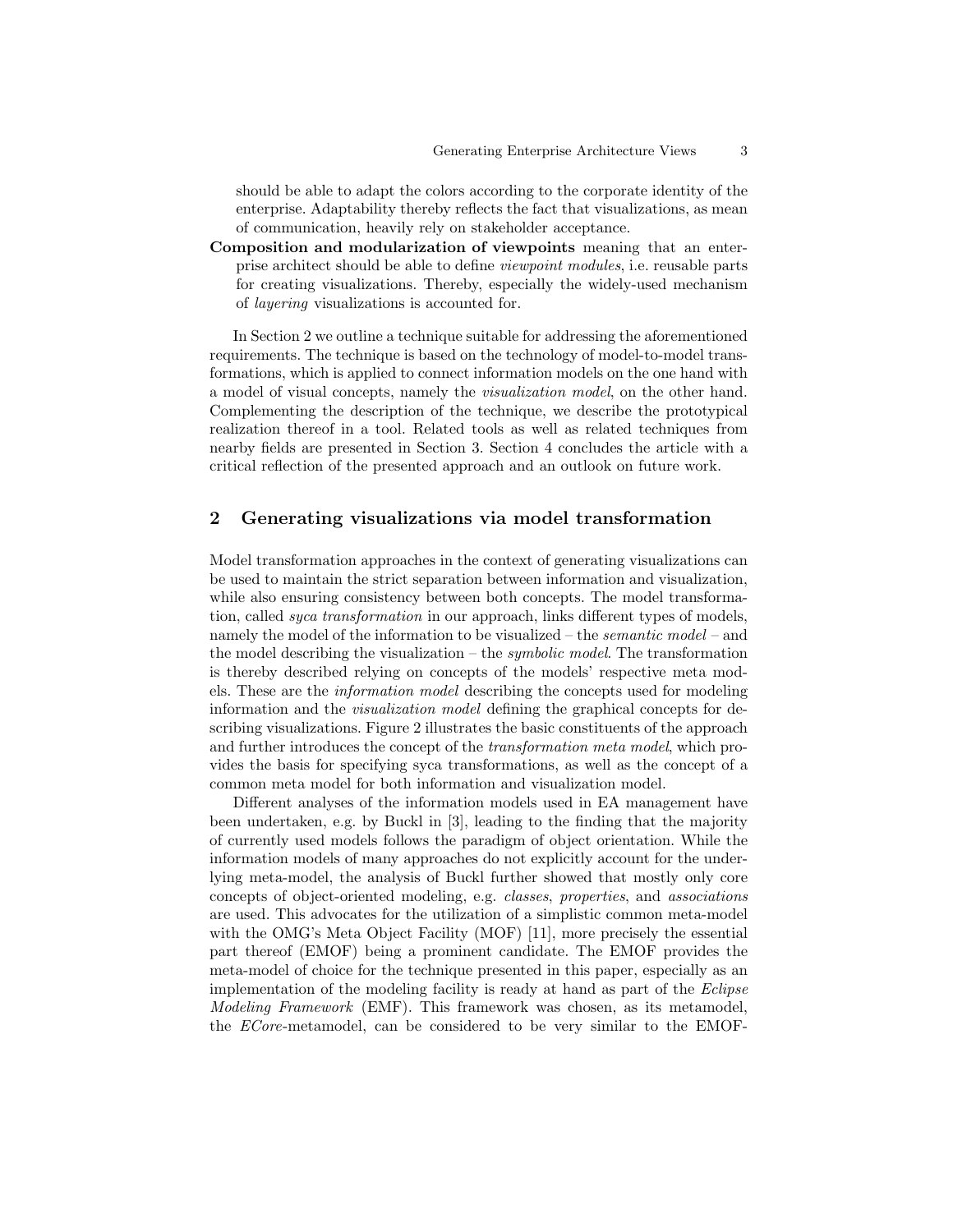should be able to adapt the colors according to the corporate identity of the enterprise. Adaptability thereby reflects the fact that visualizations, as mean of communication, heavily rely on stakeholder acceptance.

**Composition and modularization of viewpoints** meaning that an enterprise architect should be able to define *viewpoint modules*, i.e. reusable parts for creating visualizations. Thereby, especially the widely-used mechanism of *layering* visualizations is accounted for.

In Section 2 we outline a technique suitable for addressing the aforementioned requirements. The technique is based on the technology of model-to-model transformations, which is applied to connect information models on the one hand with a model of visual concepts, namely the *visualization model*, on the other hand. Complementing the description of the technique, we describe the prototypical realization thereof in a tool. Related tools as well as related techniques from nearby fields are presented in Section 3. Section 4 concludes the article with a critical reflection of the presented approach and an outlook on future work.

## 2 Generating visualizations via model transformation

Model transformation approaches in the context of generating visualizations can be used to maintain the strict separation between information and visualization, while also ensuring consistency between both concepts. The model transformation, called *syca transformation* in our approach, links different types of models, namely the model of the information to be visualized – the *semantic model* – and the model describing the visualization – the *symbolic model*. The transformation is thereby described relying on concepts of the models' respective meta models. These are the *information model* describing the concepts used for modeling information and the *visualization model* defining the graphical concepts for describing visualizations. Figure 2 illustrates the basic constituents of the approach and further introduces the concept of the *transformation meta model*, which provides the basis for specifying syca transformations, as well as the concept of a common meta model for both information and visualization model.

Different analyses of the information models used in EA management have been undertaken, e.g. by Buckl in [3], leading to the finding that the majority of currently used models follows the paradigm of object orientation. While the information models of many approaches do not explicitly account for the underlying meta-model, the analysis of Buckl further showed that mostly only core concepts of object-oriented modeling, e.g. *classes*, *properties*, and *associations* are used. This advocates for the utilization of a simplistic common meta-model with the OMG's Meta Object Facility (MOF) [11], more precisely the essential part thereof (EMOF) being a prominent candidate. The EMOF provides the meta-model of choice for the technique presented in this paper, especially as an implementation of the modeling facility is ready at hand as part of the *Eclipse Modeling Framework* (EMF). This framework was chosen, as its metamodel, the *ECore*-metamodel, can be considered to be very similar to the EMOF-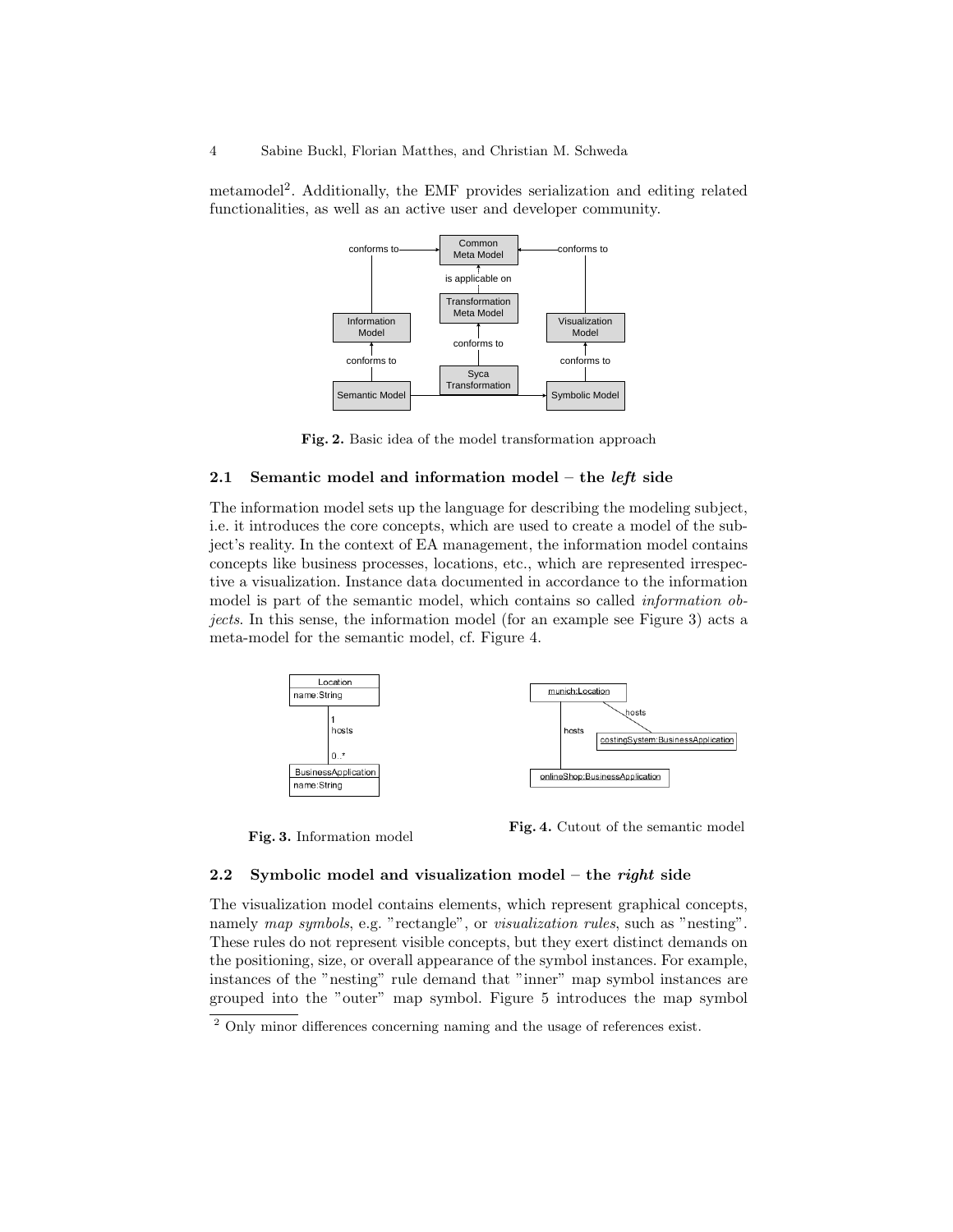metamodel[2]. Additionally, the EMF provides serialization and editing related functionalities, as well as an active user and developer community.

**Fig. 2.** Basic idea of the model transformation approach

### 2.1 Semantic model and information model – the *left* side

The information model sets up the language for describing the modeling subject, i.e. it introduces the core concepts, which are used to create a model of the subject's reality. In the context of EA management, the information model contains concepts like business processes, locations, etc., which are represented irrespective a visualization. Instance data documented in accordance to the information model is part of the semantic model, which contains so called *information objects*. In this sense, the information model (for an example see Figure 3) acts a meta-model for the semantic model, cf. Figure 4.

**Fig. 3.** Information model

**Fig. 4.** Cutout of the semantic model

### 2.2 Symbolic model and visualization model – the *right* side

The visualization model contains elements, which represent graphical concepts, namely *map symbols*, e.g. "rectangle", or *visualization rules*, such as "nesting". These rules do not represent visible concepts, but they exert distinct demands on the positioning, size, or overall appearance of the symbol instances. For example, instances of the "nesting" rule demand that "inner" map symbol instances are grouped into the "outer" map symbol. Figure 5 introduces the map symbol

[2] Only minor differences concerning naming and the usage of references exist.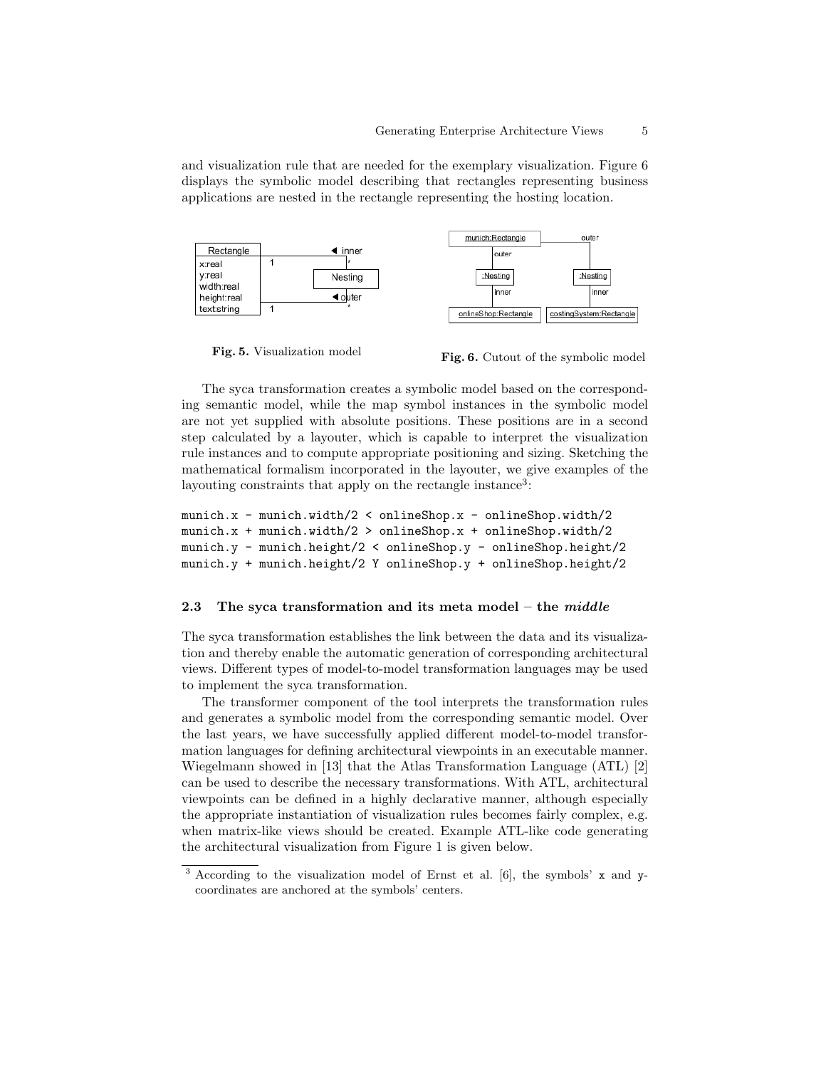and visualization rule that are needed for the exemplary visualization. Figure 6 displays the symbolic model describing that rectangles representing business applications are nested in the rectangle representing the hosting location.

**Fig. 5.** Visualization model

**Fig. 6.** Cutout of the symbolic model

The syca transformation creates a symbolic model based on the corresponding semantic model, while the map symbol instances in the symbolic model are not yet supplied with absolute positions. These positions are in a second step calculated by a layouter, which is capable to interpret the visualization rule instances and to compute appropriate positioning and sizing. Sketching the mathematical formalism incorporated in the layouter, we give examples of the layouting constraints that apply on the rectangle instance[3]:

```
munich.x - munich.width/2 < onlineShop.x - onlineShop.width/2
munich.x + munich.width/2 > onlineShop.x + onlineShop.width/2
munich.y - munich.height/2 < onlineShop.y - onlineShop.height/2
munich.y + munich.height/2 Y onlineShop.y + onlineShop.height/2
```

### 2.3 The syca transformation and its meta model – the *middle*

The syca transformation establishes the link between the data and its visualization and thereby enable the automatic generation of corresponding architectural views. Different types of model-to-model transformation languages may be used to implement the syca transformation.

The transformer component of the tool interprets the transformation rules and generates a symbolic model from the corresponding semantic model. Over the last years, we have successfully applied different model-to-model transformation languages for defining architectural viewpoints in an executable manner. Wiegelmann showed in [13] that the Atlas Transformation Language (ATL) [2] can be used to describe the necessary transformations. With ATL, architectural viewpoints can be defined in a highly declarative manner, although especially the appropriate instantiation of visualization rules becomes fairly complex, e.g. when matrix-like views should be created. Example ATL-like code generating the architectural visualization from Figure 1 is given below.

[3] According to the visualization model of Ernst et al. [6], the symbols' `x` and `y`-coordinates are anchored at the symbols' centers.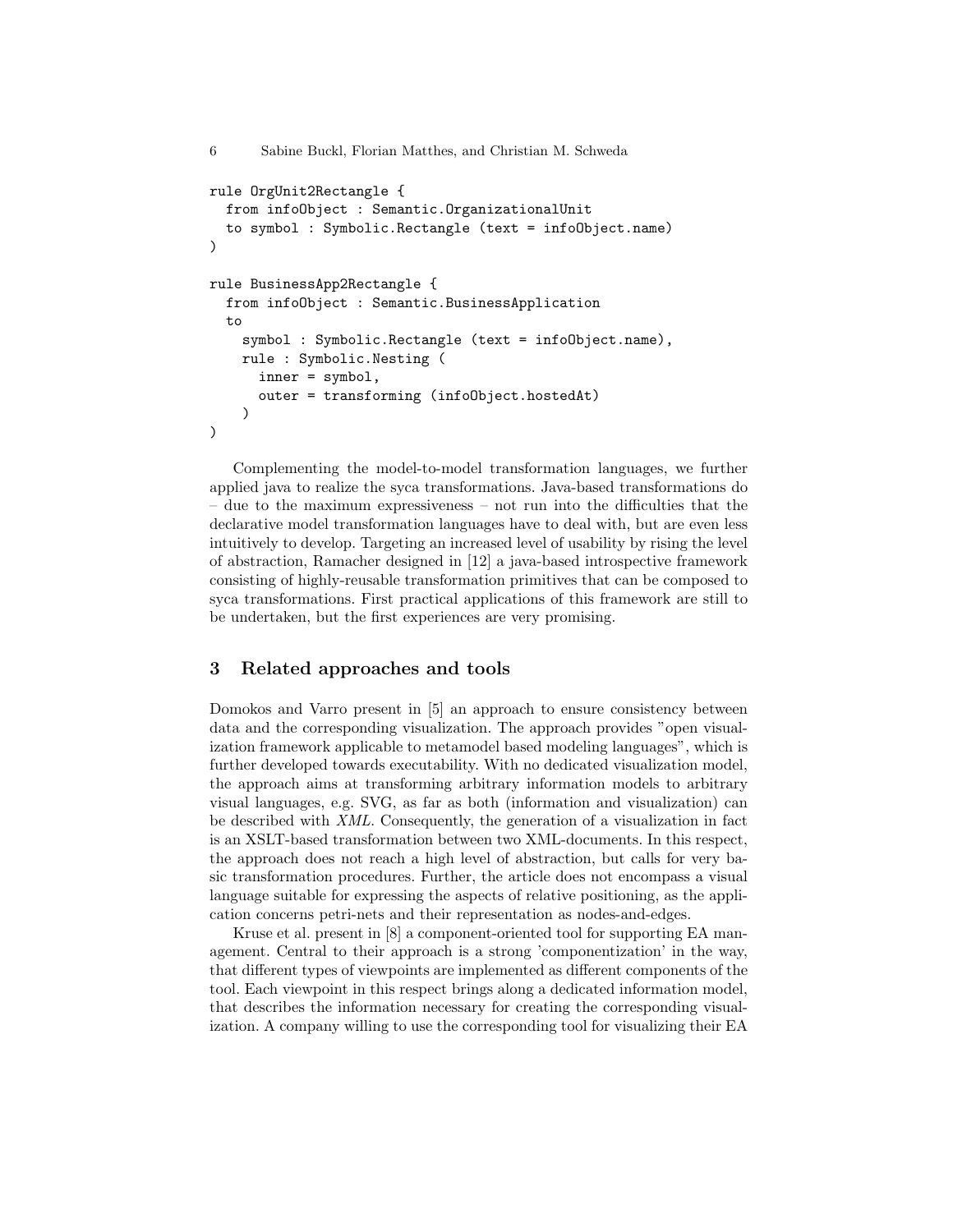```
rule OrgUnit2Rectangle {
  from infoObject : Semantic.OrganizationalUnit
  to symbol : Symbolic.Rectangle (text = infoObject.name)
)

rule BusinessApp2Rectangle {
  from infoObject : Semantic.BusinessApplication
  to
    symbol : Symbolic.Rectangle (text = infoObject.name),
    rule : Symbolic.Nesting (
      inner = symbol,
      outer = transforming (infoObject.hostedAt)
    )
)
```

Complementing the model-to-model transformation languages, we further applied java to realize the syca transformations. Java-based transformations do – due to the maximum expressiveness – not run into the difficulties that the declarative model transformation languages have to deal with, but are even less intuitively to develop. Targeting an increased level of usability by rising the level of abstraction, Ramacher designed in [12] a java-based introspective framework consisting of highly-reusable transformation primitives that can be composed to syca transformations. First practical applications of this framework are still to be undertaken, but the first experiences are very promising.

## 3 Related approaches and tools

Domokos and Varro present in [5] an approach to ensure consistency between data and the corresponding visualization. The approach provides "open visualization framework applicable to metamodel based modeling languages", which is further developed towards executability. With no dedicated visualization model, the approach aims at transforming arbitrary information models to arbitrary visual languages, e.g. SVG, as far as both (information and visualization) can be described with *XML*. Consequently, the generation of a visualization in fact is an XSLT-based transformation between two XML-documents. In this respect, the approach does not reach a high level of abstraction, but calls for very basic transformation procedures. Further, the article does not encompass a visual language suitable for expressing the aspects of relative positioning, as the application concerns petri-nets and their representation as nodes-and-edges.

Kruse et al. present in [8] a component-oriented tool for supporting EA management. Central to their approach is a strong 'componentization' in the way, that different types of viewpoints are implemented as different components of the tool. Each viewpoint in this respect brings along a dedicated information model, that describes the information necessary for creating the corresponding visualization. A company willing to use the corresponding tool for visualizing their EA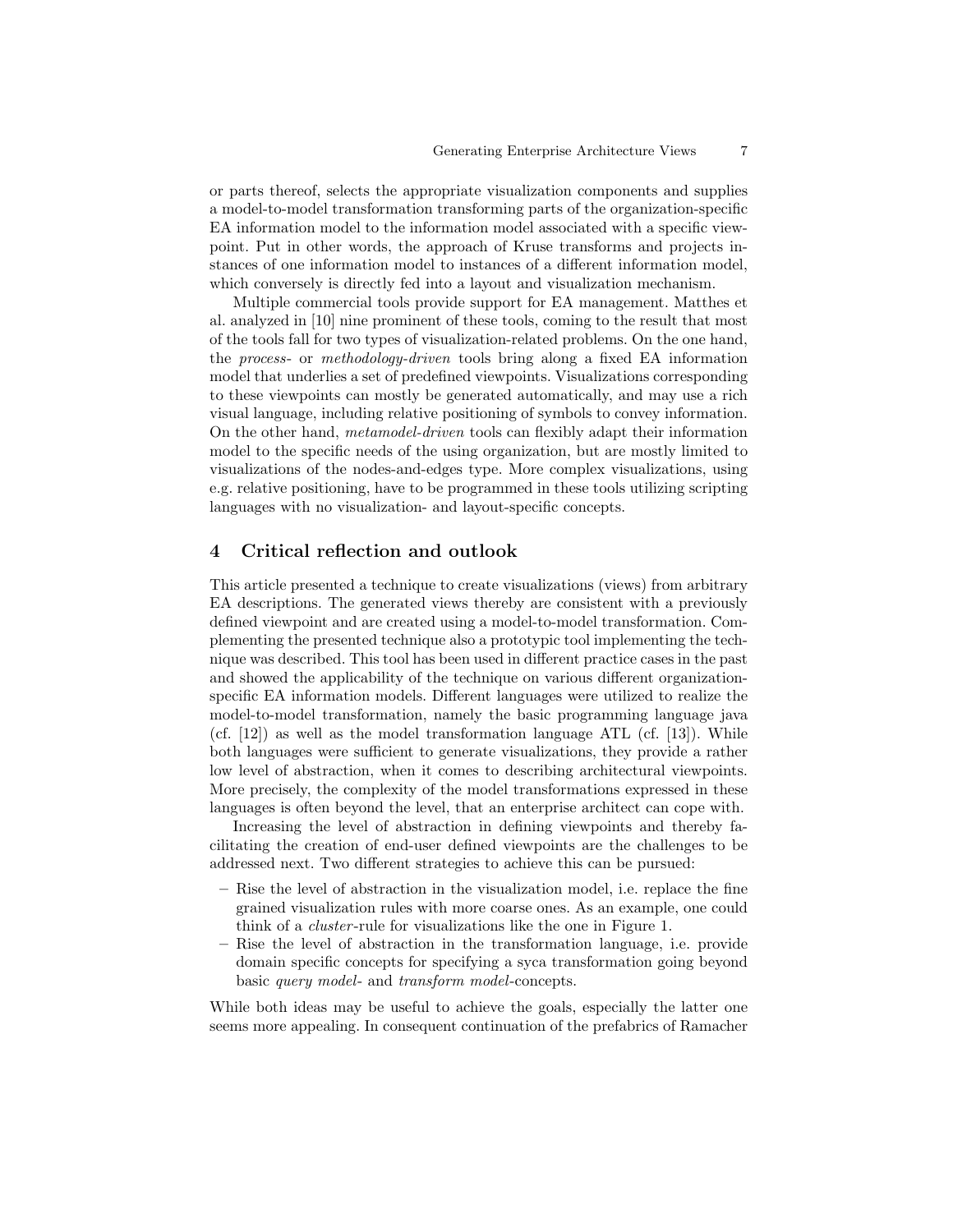or parts thereof, selects the appropriate visualization components and supplies a model-to-model transformation transforming parts of the organization-specific EA information model to the information model associated with a specific viewpoint. Put in other words, the approach of Kruse transforms and projects instances of one information model to instances of a different information model, which conversely is directly fed into a layout and visualization mechanism.

Multiple commercial tools provide support for EA management. Matthes et al. analyzed in [10] nine prominent of these tools, coming to the result that most of the tools fall for two types of visualization-related problems. On the one hand, the *process-* or *methodology-driven* tools bring along a fixed EA information model that underlies a set of predefined viewpoints. Visualizations corresponding to these viewpoints can mostly be generated automatically, and may use a rich visual language, including relative positioning of symbols to convey information. On the other hand, *metamodel-driven* tools can flexibly adapt their information model to the specific needs of the using organization, but are mostly limited to visualizations of the nodes-and-edges type. More complex visualizations, using e.g. relative positioning, have to be programmed in these tools utilizing scripting languages with no visualization- and layout-specific concepts.

## 4 Critical reflection and outlook

This article presented a technique to create visualizations (views) from arbitrary EA descriptions. The generated views thereby are consistent with a previously defined viewpoint and are created using a model-to-model transformation. Complementing the presented technique also a prototypic tool implementing the technique was described. This tool has been used in different practice cases in the past and showed the applicability of the technique on various different organization-specific EA information models. Different languages were utilized to realize the model-to-model transformation, namely the basic programming language java (cf. [12]) as well as the model transformation language ATL (cf. [13]). While both languages were sufficient to generate visualizations, they provide a rather low level of abstraction, when it comes to describing architectural viewpoints. More precisely, the complexity of the model transformations expressed in these languages is often beyond the level, that an enterprise architect can cope with.

Increasing the level of abstraction in defining viewpoints and thereby facilitating the creation of end-user defined viewpoints are the challenges to be addressed next. Two different strategies to achieve this can be pursued:

- Rise the level of abstraction in the visualization model, i.e. replace the fine grained visualization rules with more coarse ones. As an example, one could think of a *cluster*-rule for visualizations like the one in Figure 1.
- Rise the level of abstraction in the transformation language, i.e. provide domain specific concepts for specifying a syca transformation going beyond basic *query model*- and *transform model*-concepts.

While both ideas may be useful to achieve the goals, especially the latter one seems more appealing. In consequent continuation of the prefabrics of Ramacher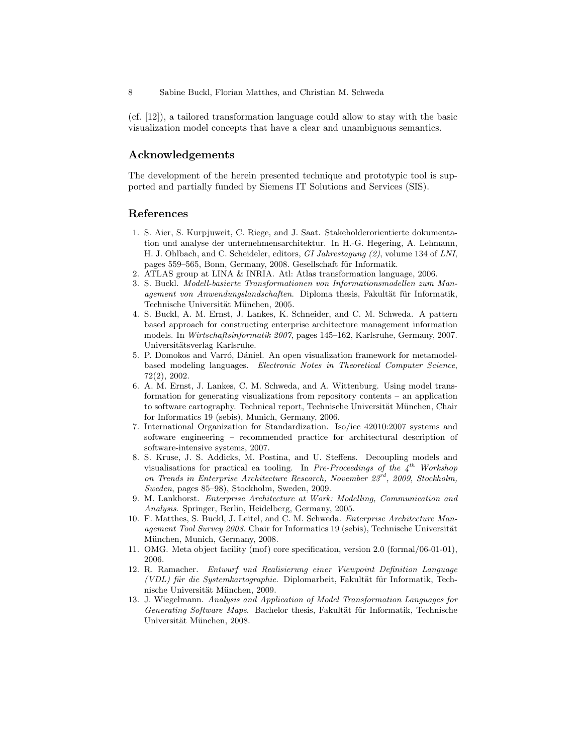(cf. [12]), a tailored transformation language could allow to stay with the basic visualization model concepts that have a clear and unambiguous semantics.

## Acknowledgements

The development of the herein presented technique and prototypic tool is supported and partially funded by Siemens IT Solutions and Services (SIS).

## References

1. S. Aier, S. Kurpjuweit, C. Riege, and J. Saat. Stakeholderorientierte dokumentation und analyse der unternehmensarchitektur. In H.-G. Hegering, A. Lehmann, H. J. Ohlbach, and C. Scheideler, editors, *GI Jahrestagung (2)*, volume 134 of *LNI*, pages 559–565, Bonn, Germany, 2008. Gesellschaft für Informatik.
2. ATLAS group at LINA & INRIA. Atl: Atlas transformation language, 2006.
3. S. Buckl. *Modell-basierte Transformationen von Informationsmodellen zum Management von Anwendungslandschaften*. Diploma thesis, Fakultät für Informatik, Technische Universität München, 2005.
4. S. Buckl, A. M. Ernst, J. Lankes, K. Schneider, and C. M. Schweda. A pattern based approach for constructing enterprise architecture management information models. In *Wirtschaftsinformatik 2007*, pages 145–162, Karlsruhe, Germany, 2007. Universitätsverlag Karlsruhe.
5. P. Domokos and Varró, Dániel. An open visualization framework for metamodel-based modeling languages. *Electronic Notes in Theoretical Computer Science*, 72(2), 2002.
6. A. M. Ernst, J. Lankes, C. M. Schweda, and A. Wittenburg. Using model transformation for generating visualizations from repository contents – an application to software cartography. Technical report, Technische Universität München, Chair for Informatics 19 (sebis), Munich, Germany, 2006.
7. International Organization for Standardization. Iso/iec 42010:2007 systems and software engineering – recommended practice for architectural description of software-intensive systems, 2007.
8. S. Kruse, J. S. Addicks, M. Postina, and U. Steffens. Decoupling models and visualisations for practical ea tooling. In *Pre-Proceedings of the $4^{th}$ Workshop on Trends in Enterprise Architecture Research, November $23^{rd}$, 2009, Stockholm, Sweden*, pages 85–98), Stockholm, Sweden, 2009.
9. M. Lankhorst. *Enterprise Architecture at Work: Modelling, Communication and Analysis*. Springer, Berlin, Heidelberg, Germany, 2005.
10. F. Matthes, S. Buckl, J. Leitel, and C. M. Schweda. *Enterprise Architecture Management Tool Survey 2008*. Chair for Informatics 19 (sebis), Technische Universität München, Munich, Germany, 2008.
11. OMG. Meta object facility (mof) core specification, version 2.0 (formal/06-01-01), 2006.
12. R. Ramacher. *Entwurf und Realisierung einer Viewpoint Definition Language (VDL) für die Systemkartographie*. Diplomarbeit, Fakultät für Informatik, Technische Universität München, 2009.
13. J. Wiegelmann. *Analysis and Application of Model Transformation Languages for Generating Software Maps*. Bachelor thesis, Fakultät für Informatik, Technische Universität München, 2008.